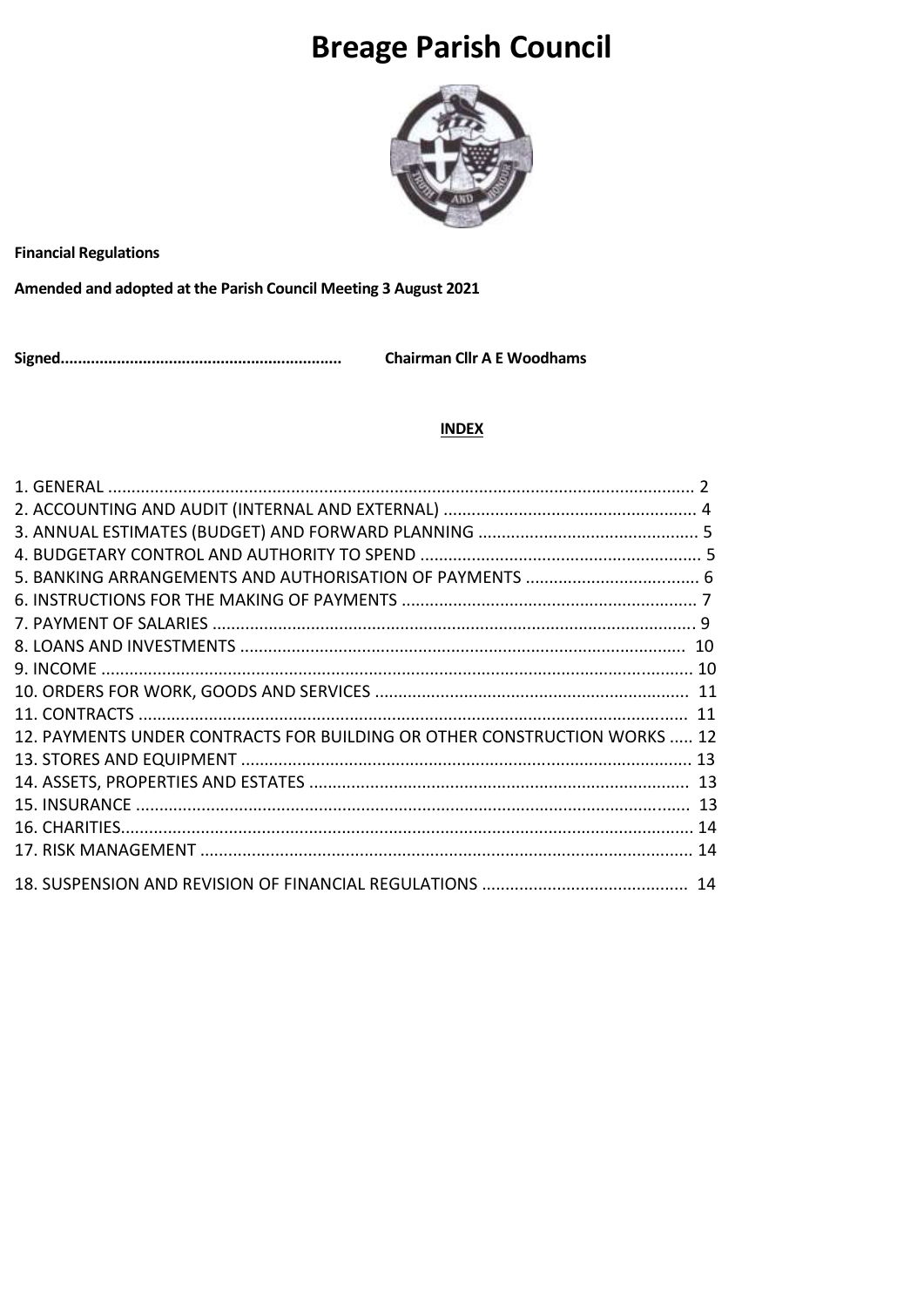# Breage Parish Council

**Financial Regulations**

**Amended and adopted at the Parish Council Meeting 3 August 2021**

**Signed................................................................ Chairman Cllr A E Woodhams**

**INDEX**

1. GENERAL .......................................................................................................................... 2
2. ACCOUNTING AND AUDIT (INTERNAL AND EXTERNAL) ...................................................... 4
3. ANNUAL ESTIMATES (BUDGET) AND FORWARD PLANNING ............................................... 5
4. BUDGETARY CONTROL AND AUTHORITY TO SPEND ............................................................ 5
5. BANKING ARRANGEMENTS AND AUTHORISATION OF PAYMENTS ..................................... 6
6. INSTRUCTIONS FOR THE MAKING OF PAYMENTS .............................................................. 7
7. PAYMENT OF SALARIES ..................................................................................................... 9
8. LOANS AND INVESTMENTS ............................................................................................... 10
9. INCOME ............................................................................................................................ 10
10. ORDERS FOR WORK, GOODS AND SERVICES ................................................................... 11
11. CONTRACTS ..................................................................................................................... 11
12. PAYMENTS UNDER CONTRACTS FOR BUILDING OR OTHER CONSTRUCTION WORKS ..... 12
13. STORES AND EQUIPMENT ............................................................................................... 13
14. ASSETS, PROPERTIES AND ESTATES ................................................................................ 13
15. INSURANCE ..................................................................................................................... 13
16. CHARITIES........................................................................................................................ 14
17. RISK MANAGEMENT ........................................................................................................ 14
18. SUSPENSION AND REVISION OF FINANCIAL REGULATIONS ............................................ 14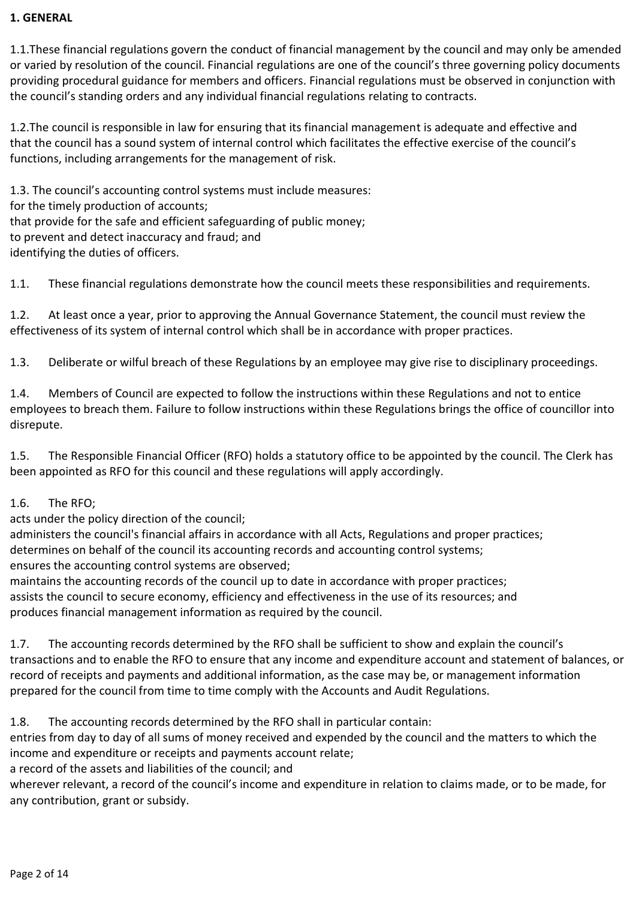**1. GENERAL**

1.1.These financial regulations govern the conduct of financial management by the council and may only be amended or varied by resolution of the council. Financial regulations are one of the council's three governing policy documents providing procedural guidance for members and officers. Financial regulations must be observed in conjunction with the council's standing orders and any individual financial regulations relating to contracts.

1.2.The council is responsible in law for ensuring that its financial management is adequate and effective and that the council has a sound system of internal control which facilitates the effective exercise of the council's functions, including arrangements for the management of risk.

1.3. The council's accounting control systems must include measures:
for the timely production of accounts;
that provide for the safe and efficient safeguarding of public money;
to prevent and detect inaccuracy and fraud; and
identifying the duties of officers.

1.1. These financial regulations demonstrate how the council meets these responsibilities and requirements.

1.2. At least once a year, prior to approving the Annual Governance Statement, the council must review the effectiveness of its system of internal control which shall be in accordance with proper practices.

1.3. Deliberate or wilful breach of these Regulations by an employee may give rise to disciplinary proceedings.

1.4. Members of Council are expected to follow the instructions within these Regulations and not to entice employees to breach them. Failure to follow instructions within these Regulations brings the office of councillor into disrepute.

1.5. The Responsible Financial Officer (RFO) holds a statutory office to be appointed by the council. The Clerk has been appointed as RFO for this council and these regulations will apply accordingly.

1.6. The RFO;
acts under the policy direction of the council;
administers the council's financial affairs in accordance with all Acts, Regulations and proper practices;
determines on behalf of the council its accounting records and accounting control systems;
ensures the accounting control systems are observed;
maintains the accounting records of the council up to date in accordance with proper practices;
assists the council to secure economy, efficiency and effectiveness in the use of its resources; and
produces financial management information as required by the council.

1.7. The accounting records determined by the RFO shall be sufficient to show and explain the council's transactions and to enable the RFO to ensure that any income and expenditure account and statement of balances, or record of receipts and payments and additional information, as the case may be, or management information prepared for the council from time to time comply with the Accounts and Audit Regulations.

1.8. The accounting records determined by the RFO shall in particular contain:
entries from day to day of all sums of money received and expended by the council and the matters to which the income and expenditure or receipts and payments account relate;
a record of the assets and liabilities of the council; and
wherever relevant, a record of the council's income and expenditure in relation to claims made, or to be made, for any contribution, grant or subsidy.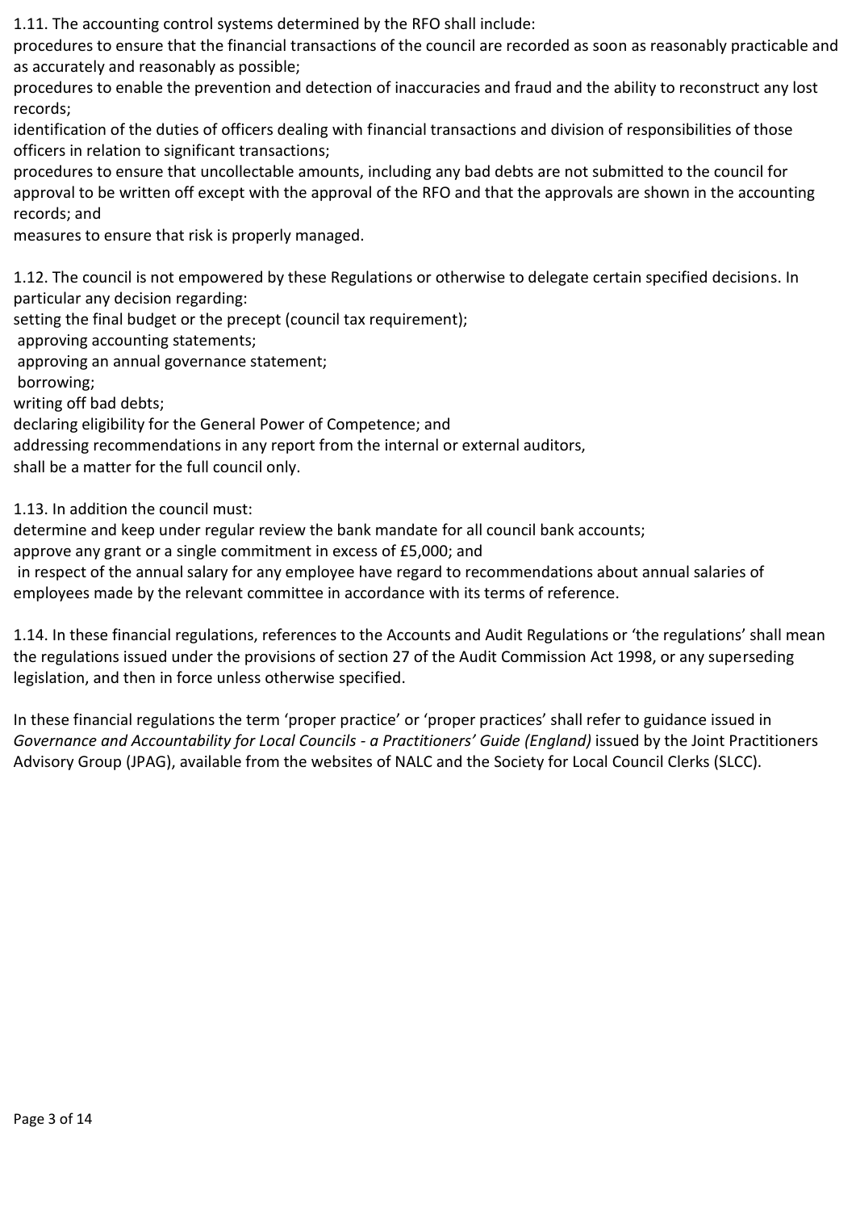1.11. The accounting control systems determined by the RFO shall include:

procedures to ensure that the financial transactions of the council are recorded as soon as reasonably practicable and as accurately and reasonably as possible;

procedures to enable the prevention and detection of inaccuracies and fraud and the ability to reconstruct any lost records;

identification of the duties of officers dealing with financial transactions and division of responsibilities of those officers in relation to significant transactions;

procedures to ensure that uncollectable amounts, including any bad debts are not submitted to the council for approval to be written off except with the approval of the RFO and that the approvals are shown in the accounting records; and

measures to ensure that risk is properly managed.

1.12. The council is not empowered by these Regulations or otherwise to delegate certain specified decisions. In particular any decision regarding:

setting the final budget or the precept (council tax requirement);

approving accounting statements;

approving an annual governance statement;

borrowing;

writing off bad debts;

declaring eligibility for the General Power of Competence; and

addressing recommendations in any report from the internal or external auditors,

shall be a matter for the full council only.

1.13. In addition the council must:

determine and keep under regular review the bank mandate for all council bank accounts;

approve any grant or a single commitment in excess of £5,000; and

in respect of the annual salary for any employee have regard to recommendations about annual salaries of employees made by the relevant committee in accordance with its terms of reference.

1.14. In these financial regulations, references to the Accounts and Audit Regulations or 'the regulations' shall mean the regulations issued under the provisions of section 27 of the Audit Commission Act 1998, or any superseding legislation, and then in force unless otherwise specified.

In these financial regulations the term 'proper practice' or 'proper practices' shall refer to guidance issued in *Governance and Accountability for Local Councils - a Practitioners' Guide (England)* issued by the Joint Practitioners Advisory Group (JPAG), available from the websites of NALC and the Society for Local Council Clerks (SLCC).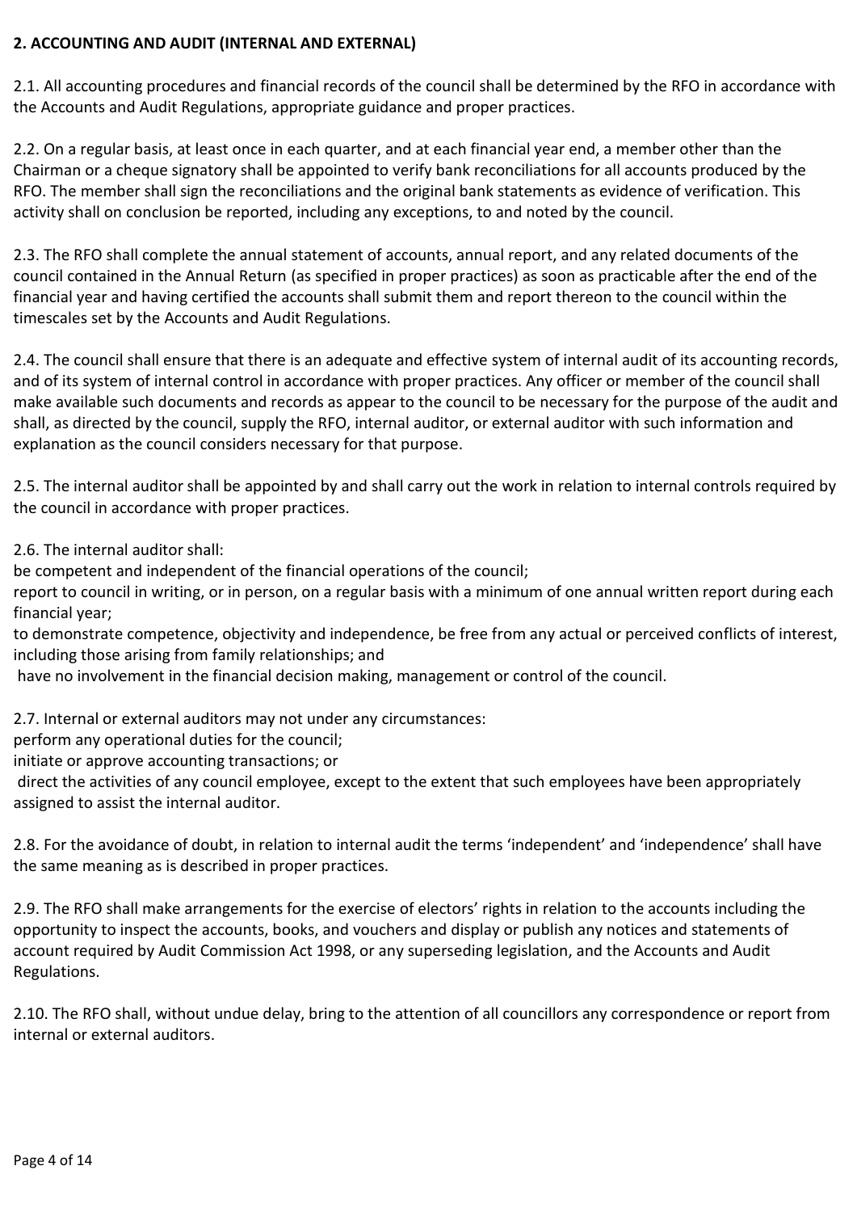**2. ACCOUNTING AND AUDIT (INTERNAL AND EXTERNAL)**

2.1. All accounting procedures and financial records of the council shall be determined by the RFO in accordance with the Accounts and Audit Regulations, appropriate guidance and proper practices.

2.2. On a regular basis, at least once in each quarter, and at each financial year end, a member other than the Chairman or a cheque signatory shall be appointed to verify bank reconciliations for all accounts produced by the RFO. The member shall sign the reconciliations and the original bank statements as evidence of verification. This activity shall on conclusion be reported, including any exceptions, to and noted by the council.

2.3. The RFO shall complete the annual statement of accounts, annual report, and any related documents of the council contained in the Annual Return (as specified in proper practices) as soon as practicable after the end of the financial year and having certified the accounts shall submit them and report thereon to the council within the timescales set by the Accounts and Audit Regulations.

2.4. The council shall ensure that there is an adequate and effective system of internal audit of its accounting records, and of its system of internal control in accordance with proper practices. Any officer or member of the council shall make available such documents and records as appear to the council to be necessary for the purpose of the audit and shall, as directed by the council, supply the RFO, internal auditor, or external auditor with such information and explanation as the council considers necessary for that purpose.

2.5. The internal auditor shall be appointed by and shall carry out the work in relation to internal controls required by the council in accordance with proper practices.

2.6. The internal auditor shall:
be competent and independent of the financial operations of the council;
report to council in writing, or in person, on a regular basis with a minimum of one annual written report during each financial year;
to demonstrate competence, objectivity and independence, be free from any actual or perceived conflicts of interest, including those arising from family relationships; and
have no involvement in the financial decision making, management or control of the council.

2.7. Internal or external auditors may not under any circumstances:
perform any operational duties for the council;
initiate or approve accounting transactions; or
direct the activities of any council employee, except to the extent that such employees have been appropriately assigned to assist the internal auditor.

2.8. For the avoidance of doubt, in relation to internal audit the terms 'independent' and 'independence' shall have the same meaning as is described in proper practices.

2.9. The RFO shall make arrangements for the exercise of electors' rights in relation to the accounts including the opportunity to inspect the accounts, books, and vouchers and display or publish any notices and statements of account required by Audit Commission Act 1998, or any superseding legislation, and the Accounts and Audit Regulations.

2.10. The RFO shall, without undue delay, bring to the attention of all councillors any correspondence or report from internal or external auditors.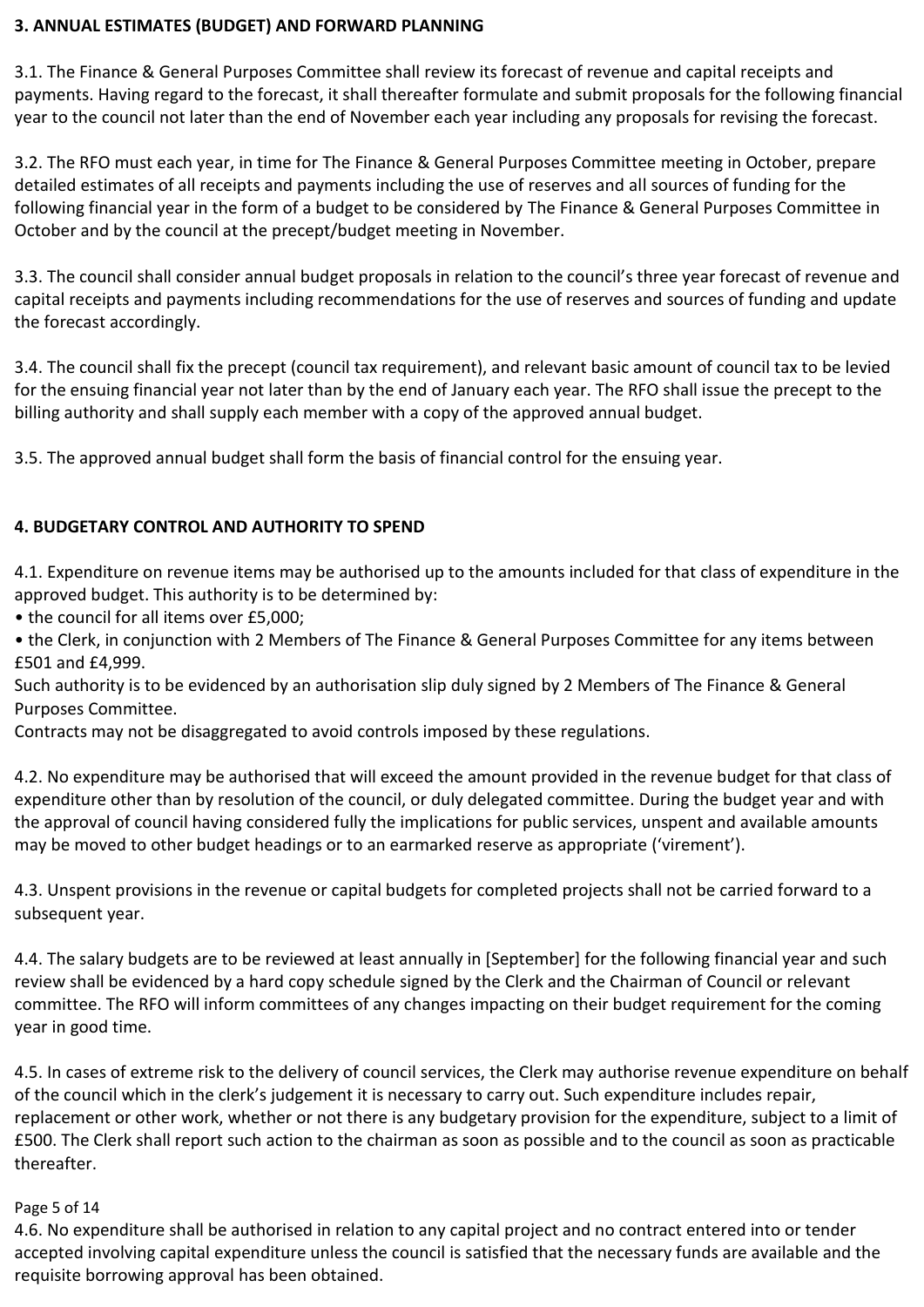## 3. ANNUAL ESTIMATES (BUDGET) AND FORWARD PLANNING

3.1. The Finance & General Purposes Committee shall review its forecast of revenue and capital receipts and payments. Having regard to the forecast, it shall thereafter formulate and submit proposals for the following financial year to the council not later than the end of November each year including any proposals for revising the forecast.

3.2. The RFO must each year, in time for The Finance & General Purposes Committee meeting in October, prepare detailed estimates of all receipts and payments including the use of reserves and all sources of funding for the following financial year in the form of a budget to be considered by The Finance & General Purposes Committee in October and by the council at the precept/budget meeting in November.

3.3. The council shall consider annual budget proposals in relation to the council's three year forecast of revenue and capital receipts and payments including recommendations for the use of reserves and sources of funding and update the forecast accordingly.

3.4. The council shall fix the precept (council tax requirement), and relevant basic amount of council tax to be levied for the ensuing financial year not later than by the end of January each year. The RFO shall issue the precept to the billing authority and shall supply each member with a copy of the approved annual budget.

3.5. The approved annual budget shall form the basis of financial control for the ensuing year.

## 4. BUDGETARY CONTROL AND AUTHORITY TO SPEND

4.1. Expenditure on revenue items may be authorised up to the amounts included for that class of expenditure in the approved budget. This authority is to be determined by:

- the council for all items over £5,000;
- the Clerk, in conjunction with 2 Members of The Finance & General Purposes Committee for any items between £501 and £4,999.

Such authority is to be evidenced by an authorisation slip duly signed by 2 Members of The Finance & General Purposes Committee.

Contracts may not be disaggregated to avoid controls imposed by these regulations.

4.2. No expenditure may be authorised that will exceed the amount provided in the revenue budget for that class of expenditure other than by resolution of the council, or duly delegated committee. During the budget year and with the approval of council having considered fully the implications for public services, unspent and available amounts may be moved to other budget headings or to an earmarked reserve as appropriate ('virement').

4.3. Unspent provisions in the revenue or capital budgets for completed projects shall not be carried forward to a subsequent year.

4.4. The salary budgets are to be reviewed at least annually in [September] for the following financial year and such review shall be evidenced by a hard copy schedule signed by the Clerk and the Chairman of Council or relevant committee. The RFO will inform committees of any changes impacting on their budget requirement for the coming year in good time.

4.5. In cases of extreme risk to the delivery of council services, the Clerk may authorise revenue expenditure on behalf of the council which in the clerk's judgement it is necessary to carry out. Such expenditure includes repair, replacement or other work, whether or not there is any budgetary provision for the expenditure, subject to a limit of £500. The Clerk shall report such action to the chairman as soon as possible and to the council as soon as practicable thereafter.

4.6. No expenditure shall be authorised in relation to any capital project and no contract entered into or tender accepted involving capital expenditure unless the council is satisfied that the necessary funds are available and the requisite borrowing approval has been obtained.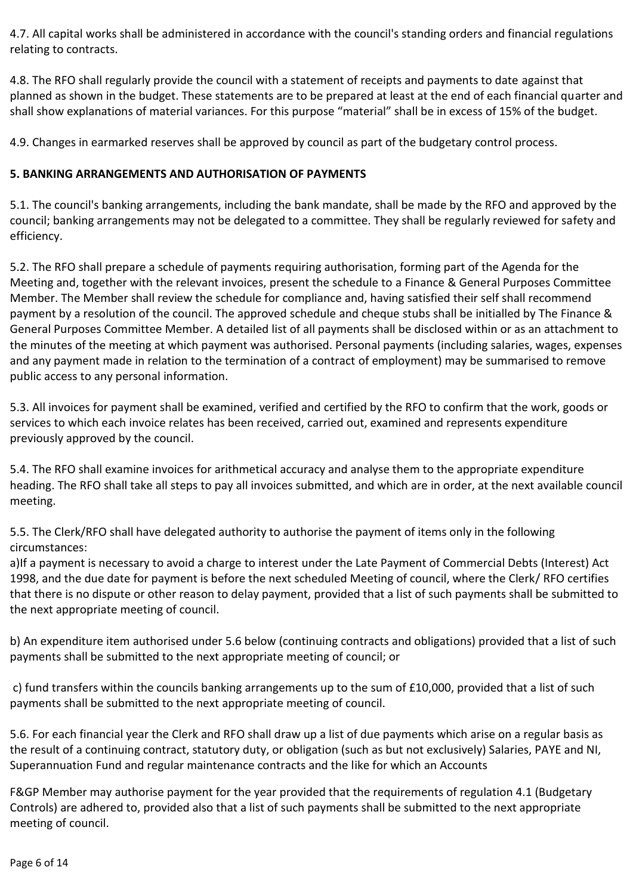4.7. All capital works shall be administered in accordance with the council's standing orders and financial regulations relating to contracts.

4.8. The RFO shall regularly provide the council with a statement of receipts and payments to date against that planned as shown in the budget. These statements are to be prepared at least at the end of each financial quarter and shall show explanations of material variances. For this purpose "material" shall be in excess of 15% of the budget.

4.9. Changes in earmarked reserves shall be approved by council as part of the budgetary control process.

**5. BANKING ARRANGEMENTS AND AUTHORISATION OF PAYMENTS**

5.1. The council's banking arrangements, including the bank mandate, shall be made by the RFO and approved by the council; banking arrangements may not be delegated to a committee. They shall be regularly reviewed for safety and efficiency.

5.2. The RFO shall prepare a schedule of payments requiring authorisation, forming part of the Agenda for the Meeting and, together with the relevant invoices, present the schedule to a Finance & General Purposes Committee Member. The Member shall review the schedule for compliance and, having satisfied their self shall recommend payment by a resolution of the council. The approved schedule and cheque stubs shall be initialled by The Finance & General Purposes Committee Member. A detailed list of all payments shall be disclosed within or as an attachment to the minutes of the meeting at which payment was authorised. Personal payments (including salaries, wages, expenses and any payment made in relation to the termination of a contract of employment) may be summarised to remove public access to any personal information.

5.3. All invoices for payment shall be examined, verified and certified by the RFO to confirm that the work, goods or services to which each invoice relates has been received, carried out, examined and represents expenditure previously approved by the council.

5.4. The RFO shall examine invoices for arithmetical accuracy and analyse them to the appropriate expenditure heading. The RFO shall take all steps to pay all invoices submitted, and which are in order, at the next available council meeting.

5.5. The Clerk/RFO shall have delegated authority to authorise the payment of items only in the following circumstances:

a)If a payment is necessary to avoid a charge to interest under the Late Payment of Commercial Debts (Interest) Act 1998, and the due date for payment is before the next scheduled Meeting of council, where the Clerk/ RFO certifies that there is no dispute or other reason to delay payment, provided that a list of such payments shall be submitted to the next appropriate meeting of council.

b) An expenditure item authorised under 5.6 below (continuing contracts and obligations) provided that a list of such payments shall be submitted to the next appropriate meeting of council; or

c) fund transfers within the councils banking arrangements up to the sum of £10,000, provided that a list of such payments shall be submitted to the next appropriate meeting of council.

5.6. For each financial year the Clerk and RFO shall draw up a list of due payments which arise on a regular basis as the result of a continuing contract, statutory duty, or obligation (such as but not exclusively) Salaries, PAYE and NI, Superannuation Fund and regular maintenance contracts and the like for which an Accounts

F&GP Member may authorise payment for the year provided that the requirements of regulation 4.1 (Budgetary Controls) are adhered to, provided also that a list of such payments shall be submitted to the next appropriate meeting of council.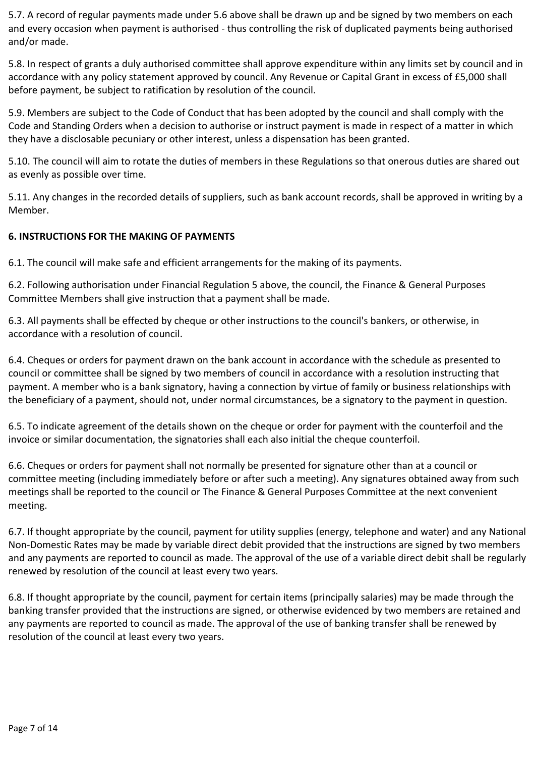5.7. A record of regular payments made under 5.6 above shall be drawn up and be signed by two members on each and every occasion when payment is authorised - thus controlling the risk of duplicated payments being authorised and/or made.

5.8. In respect of grants a duly authorised committee shall approve expenditure within any limits set by council and in accordance with any policy statement approved by council. Any Revenue or Capital Grant in excess of £5,000 shall before payment, be subject to ratification by resolution of the council.

5.9. Members are subject to the Code of Conduct that has been adopted by the council and shall comply with the Code and Standing Orders when a decision to authorise or instruct payment is made in respect of a matter in which they have a disclosable pecuniary or other interest, unless a dispensation has been granted.

5.10. The council will aim to rotate the duties of members in these Regulations so that onerous duties are shared out as evenly as possible over time.

5.11. Any changes in the recorded details of suppliers, such as bank account records, shall be approved in writing by a Member.

**6. INSTRUCTIONS FOR THE MAKING OF PAYMENTS**

6.1. The council will make safe and efficient arrangements for the making of its payments.

6.2. Following authorisation under Financial Regulation 5 above, the council, the Finance & General Purposes Committee Members shall give instruction that a payment shall be made.

6.3. All payments shall be effected by cheque or other instructions to the council's bankers, or otherwise, in accordance with a resolution of council.

6.4. Cheques or orders for payment drawn on the bank account in accordance with the schedule as presented to council or committee shall be signed by two members of council in accordance with a resolution instructing that payment. A member who is a bank signatory, having a connection by virtue of family or business relationships with the beneficiary of a payment, should not, under normal circumstances, be a signatory to the payment in question.

6.5. To indicate agreement of the details shown on the cheque or order for payment with the counterfoil and the invoice or similar documentation, the signatories shall each also initial the cheque counterfoil.

6.6. Cheques or orders for payment shall not normally be presented for signature other than at a council or committee meeting (including immediately before or after such a meeting). Any signatures obtained away from such meetings shall be reported to the council or The Finance & General Purposes Committee at the next convenient meeting.

6.7. If thought appropriate by the council, payment for utility supplies (energy, telephone and water) and any National Non-Domestic Rates may be made by variable direct debit provided that the instructions are signed by two members and any payments are reported to council as made. The approval of the use of a variable direct debit shall be regularly renewed by resolution of the council at least every two years.

6.8. If thought appropriate by the council, payment for certain items (principally salaries) may be made through the banking transfer provided that the instructions are signed, or otherwise evidenced by two members are retained and any payments are reported to council as made. The approval of the use of banking transfer shall be renewed by resolution of the council at least every two years.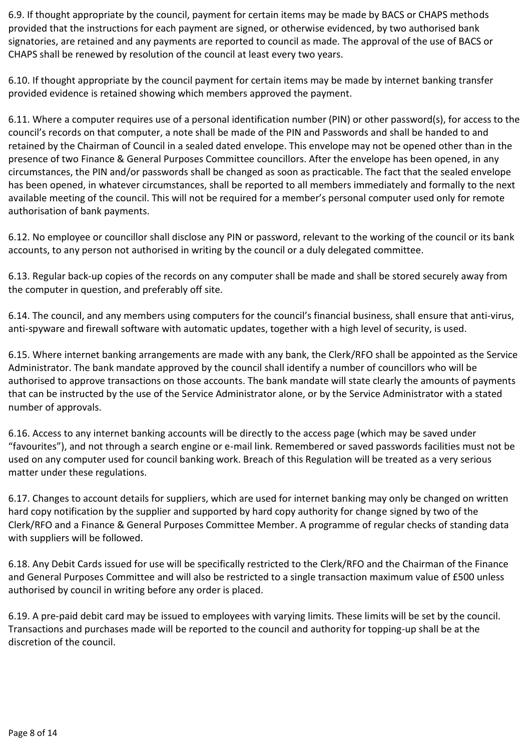6.9. If thought appropriate by the council, payment for certain items may be made by BACS or CHAPS methods provided that the instructions for each payment are signed, or otherwise evidenced, by two authorised bank signatories, are retained and any payments are reported to council as made. The approval of the use of BACS or CHAPS shall be renewed by resolution of the council at least every two years.

6.10. If thought appropriate by the council payment for certain items may be made by internet banking transfer provided evidence is retained showing which members approved the payment.

6.11. Where a computer requires use of a personal identification number (PIN) or other password(s), for access to the council's records on that computer, a note shall be made of the PIN and Passwords and shall be handed to and retained by the Chairman of Council in a sealed dated envelope. This envelope may not be opened other than in the presence of two Finance & General Purposes Committee councillors. After the envelope has been opened, in any circumstances, the PIN and/or passwords shall be changed as soon as practicable. The fact that the sealed envelope has been opened, in whatever circumstances, shall be reported to all members immediately and formally to the next available meeting of the council. This will not be required for a member's personal computer used only for remote authorisation of bank payments.

6.12. No employee or councillor shall disclose any PIN or password, relevant to the working of the council or its bank accounts, to any person not authorised in writing by the council or a duly delegated committee.

6.13. Regular back-up copies of the records on any computer shall be made and shall be stored securely away from the computer in question, and preferably off site.

6.14. The council, and any members using computers for the council's financial business, shall ensure that anti-virus, anti-spyware and firewall software with automatic updates, together with a high level of security, is used.

6.15. Where internet banking arrangements are made with any bank, the Clerk/RFO shall be appointed as the Service Administrator. The bank mandate approved by the council shall identify a number of councillors who will be authorised to approve transactions on those accounts. The bank mandate will state clearly the amounts of payments that can be instructed by the use of the Service Administrator alone, or by the Service Administrator with a stated number of approvals.

6.16. Access to any internet banking accounts will be directly to the access page (which may be saved under "favourites"), and not through a search engine or e-mail link. Remembered or saved passwords facilities must not be used on any computer used for council banking work. Breach of this Regulation will be treated as a very serious matter under these regulations.

6.17. Changes to account details for suppliers, which are used for internet banking may only be changed on written hard copy notification by the supplier and supported by hard copy authority for change signed by two of the Clerk/RFO and a Finance & General Purposes Committee Member. A programme of regular checks of standing data with suppliers will be followed.

6.18. Any Debit Cards issued for use will be specifically restricted to the Clerk/RFO and the Chairman of the Finance and General Purposes Committee and will also be restricted to a single transaction maximum value of £500 unless authorised by council in writing before any order is placed.

6.19. A pre-paid debit card may be issued to employees with varying limits. These limits will be set by the council. Transactions and purchases made will be reported to the council and authority for topping-up shall be at the discretion of the council.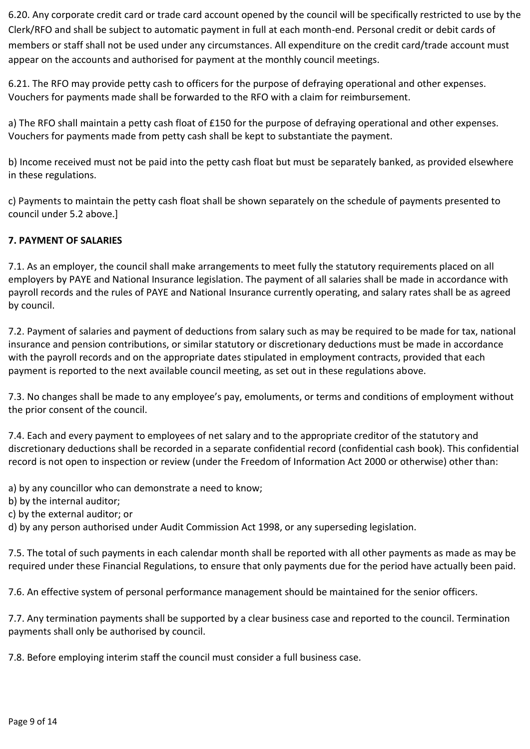6.20. Any corporate credit card or trade card account opened by the council will be specifically restricted to use by the Clerk/RFO and shall be subject to automatic payment in full at each month-end. Personal credit or debit cards of members or staff shall not be used under any circumstances. All expenditure on the credit card/trade account must appear on the accounts and authorised for payment at the monthly council meetings.

6.21. The RFO may provide petty cash to officers for the purpose of defraying operational and other expenses. Vouchers for payments made shall be forwarded to the RFO with a claim for reimbursement.

a) The RFO shall maintain a petty cash float of £150 for the purpose of defraying operational and other expenses. Vouchers for payments made from petty cash shall be kept to substantiate the payment.

b) Income received must not be paid into the petty cash float but must be separately banked, as provided elsewhere in these regulations.

c) Payments to maintain the petty cash float shall be shown separately on the schedule of payments presented to council under 5.2 above.]

**7. PAYMENT OF SALARIES**

7.1. As an employer, the council shall make arrangements to meet fully the statutory requirements placed on all employers by PAYE and National Insurance legislation. The payment of all salaries shall be made in accordance with payroll records and the rules of PAYE and National Insurance currently operating, and salary rates shall be as agreed by council.

7.2. Payment of salaries and payment of deductions from salary such as may be required to be made for tax, national insurance and pension contributions, or similar statutory or discretionary deductions must be made in accordance with the payroll records and on the appropriate dates stipulated in employment contracts, provided that each payment is reported to the next available council meeting, as set out in these regulations above.

7.3. No changes shall be made to any employee's pay, emoluments, or terms and conditions of employment without the prior consent of the council.

7.4. Each and every payment to employees of net salary and to the appropriate creditor of the statutory and discretionary deductions shall be recorded in a separate confidential record (confidential cash book). This confidential record is not open to inspection or review (under the Freedom of Information Act 2000 or otherwise) other than:

a) by any councillor who can demonstrate a need to know;
b) by the internal auditor;
c) by the external auditor; or
d) by any person authorised under Audit Commission Act 1998, or any superseding legislation.

7.5. The total of such payments in each calendar month shall be reported with all other payments as made as may be required under these Financial Regulations, to ensure that only payments due for the period have actually been paid.

7.6. An effective system of personal performance management should be maintained for the senior officers.

7.7. Any termination payments shall be supported by a clear business case and reported to the council. Termination payments shall only be authorised by council.

7.8. Before employing interim staff the council must consider a full business case.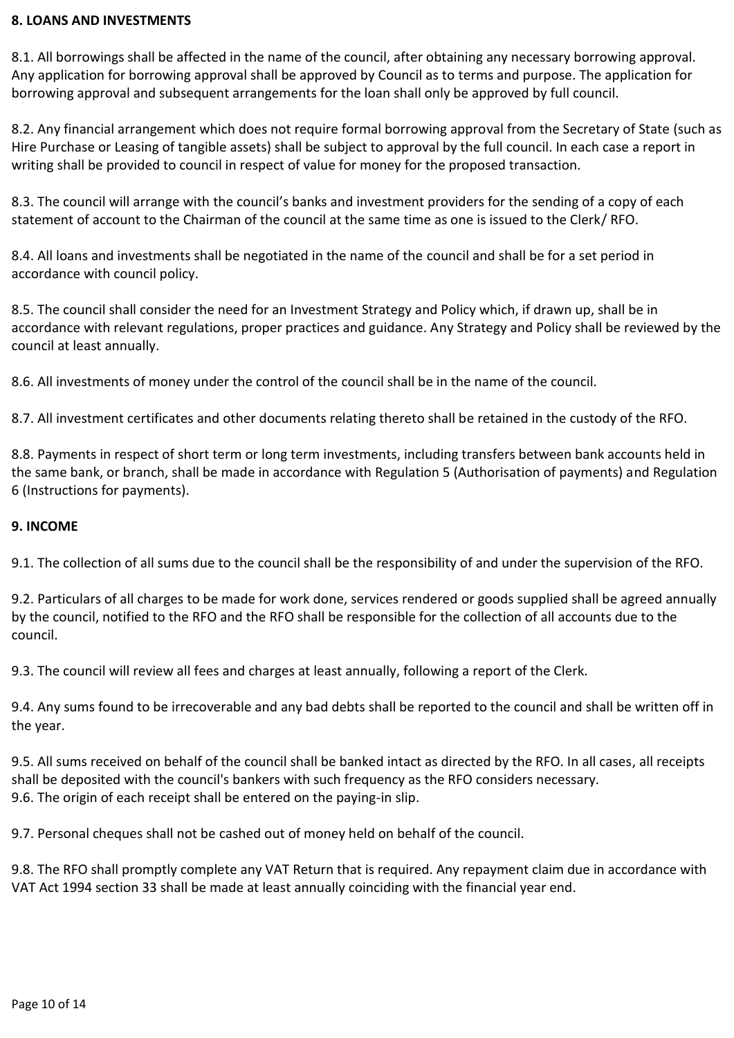**8. LOANS AND INVESTMENTS**

8.1. All borrowings shall be affected in the name of the council, after obtaining any necessary borrowing approval. Any application for borrowing approval shall be approved by Council as to terms and purpose. The application for borrowing approval and subsequent arrangements for the loan shall only be approved by full council.

8.2. Any financial arrangement which does not require formal borrowing approval from the Secretary of State (such as Hire Purchase or Leasing of tangible assets) shall be subject to approval by the full council. In each case a report in writing shall be provided to council in respect of value for money for the proposed transaction.

8.3. The council will arrange with the council's banks and investment providers for the sending of a copy of each statement of account to the Chairman of the council at the same time as one is issued to the Clerk/ RFO.

8.4. All loans and investments shall be negotiated in the name of the council and shall be for a set period in accordance with council policy.

8.5. The council shall consider the need for an Investment Strategy and Policy which, if drawn up, shall be in accordance with relevant regulations, proper practices and guidance. Any Strategy and Policy shall be reviewed by the council at least annually.

8.6. All investments of money under the control of the council shall be in the name of the council.

8.7. All investment certificates and other documents relating thereto shall be retained in the custody of the RFO.

8.8. Payments in respect of short term or long term investments, including transfers between bank accounts held in the same bank, or branch, shall be made in accordance with Regulation 5 (Authorisation of payments) and Regulation 6 (Instructions for payments).

**9. INCOME**

9.1. The collection of all sums due to the council shall be the responsibility of and under the supervision of the RFO.

9.2. Particulars of all charges to be made for work done, services rendered or goods supplied shall be agreed annually by the council, notified to the RFO and the RFO shall be responsible for the collection of all accounts due to the council.

9.3. The council will review all fees and charges at least annually, following a report of the Clerk.

9.4. Any sums found to be irrecoverable and any bad debts shall be reported to the council and shall be written off in the year.

9.5. All sums received on behalf of the council shall be banked intact as directed by the RFO. In all cases, all receipts shall be deposited with the council's bankers with such frequency as the RFO considers necessary.

9.6. The origin of each receipt shall be entered on the paying-in slip.

9.7. Personal cheques shall not be cashed out of money held on behalf of the council.

9.8. The RFO shall promptly complete any VAT Return that is required. Any repayment claim due in accordance with VAT Act 1994 section 33 shall be made at least annually coinciding with the financial year end.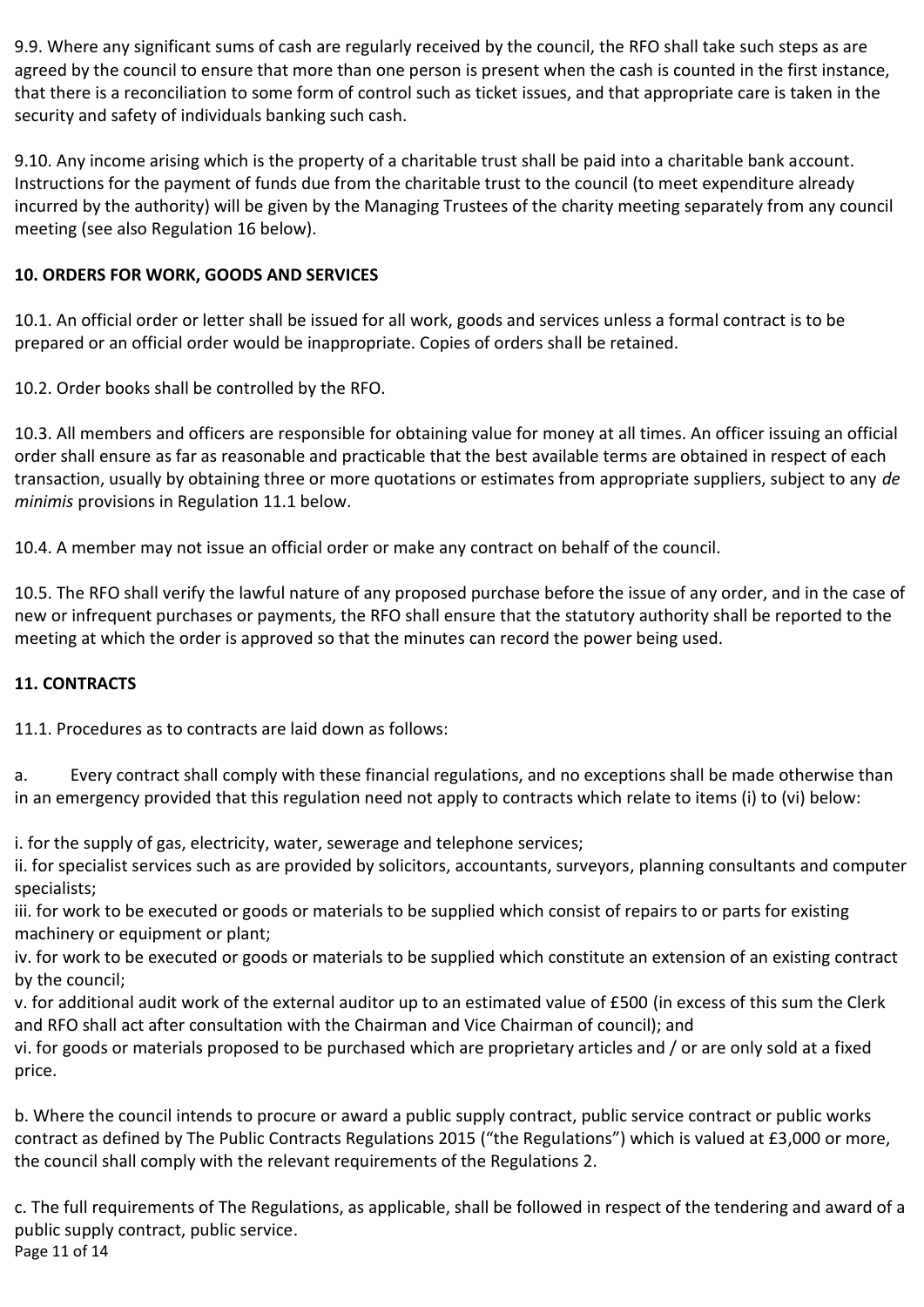9.9. Where any significant sums of cash are regularly received by the council, the RFO shall take such steps as are agreed by the council to ensure that more than one person is present when the cash is counted in the first instance, that there is a reconciliation to some form of control such as ticket issues, and that appropriate care is taken in the security and safety of individuals banking such cash.

9.10. Any income arising which is the property of a charitable trust shall be paid into a charitable bank account. Instructions for the payment of funds due from the charitable trust to the council (to meet expenditure already incurred by the authority) will be given by the Managing Trustees of the charity meeting separately from any council meeting (see also Regulation 16 below).

**10. ORDERS FOR WORK, GOODS AND SERVICES**

10.1. An official order or letter shall be issued for all work, goods and services unless a formal contract is to be prepared or an official order would be inappropriate. Copies of orders shall be retained.

10.2. Order books shall be controlled by the RFO.

10.3. All members and officers are responsible for obtaining value for money at all times. An officer issuing an official order shall ensure as far as reasonable and practicable that the best available terms are obtained in respect of each transaction, usually by obtaining three or more quotations or estimates from appropriate suppliers, subject to any *de minimis* provisions in Regulation 11.1 below.

10.4. A member may not issue an official order or make any contract on behalf of the council.

10.5. The RFO shall verify the lawful nature of any proposed purchase before the issue of any order, and in the case of new or infrequent purchases or payments, the RFO shall ensure that the statutory authority shall be reported to the meeting at which the order is approved so that the minutes can record the power being used.

**11. CONTRACTS**

11.1. Procedures as to contracts are laid down as follows:

a. Every contract shall comply with these financial regulations, and no exceptions shall be made otherwise than in an emergency provided that this regulation need not apply to contracts which relate to items (i) to (vi) below:

i. for the supply of gas, electricity, water, sewerage and telephone services;
ii. for specialist services such as are provided by solicitors, accountants, surveyors, planning consultants and computer specialists;
iii. for work to be executed or goods or materials to be supplied which consist of repairs to or parts for existing machinery or equipment or plant;
iv. for work to be executed or goods or materials to be supplied which constitute an extension of an existing contract by the council;
v. for additional audit work of the external auditor up to an estimated value of £500 (in excess of this sum the Clerk and RFO shall act after consultation with the Chairman and Vice Chairman of council); and
vi. for goods or materials proposed to be purchased which are proprietary articles and / or are only sold at a fixed price.

b. Where the council intends to procure or award a public supply contract, public service contract or public works contract as defined by The Public Contracts Regulations 2015 ("the Regulations") which is valued at £3,000 or more, the council shall comply with the relevant requirements of the Regulations 2.

c. The full requirements of The Regulations, as applicable, shall be followed in respect of the tendering and award of a public supply contract, public service.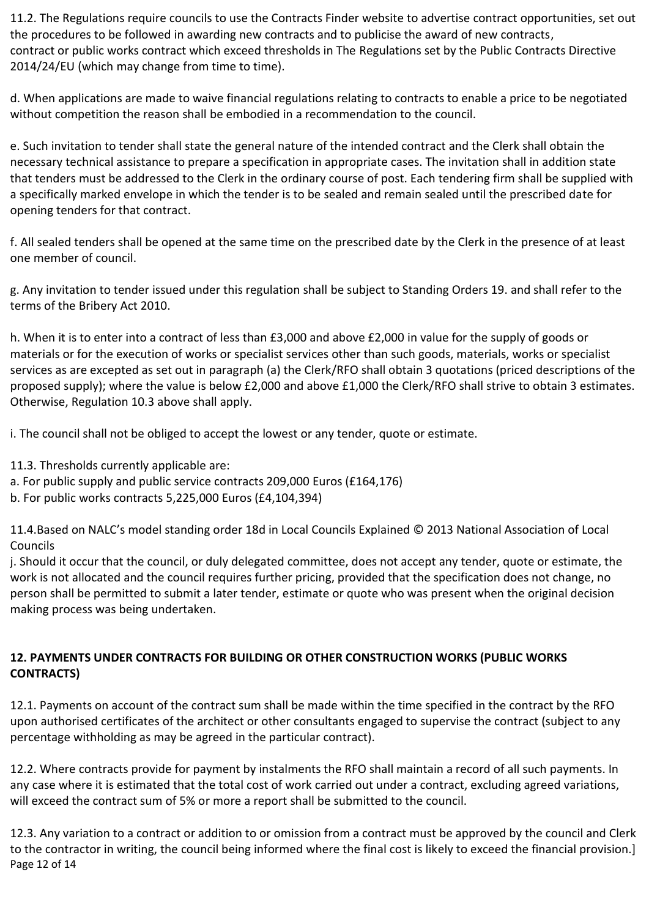11.2. The Regulations require councils to use the Contracts Finder website to advertise contract opportunities, set out the procedures to be followed in awarding new contracts and to publicise the award of new contracts, contract or public works contract which exceed thresholds in The Regulations set by the Public Contracts Directive 2014/24/EU (which may change from time to time).

d. When applications are made to waive financial regulations relating to contracts to enable a price to be negotiated without competition the reason shall be embodied in a recommendation to the council.

e. Such invitation to tender shall state the general nature of the intended contract and the Clerk shall obtain the necessary technical assistance to prepare a specification in appropriate cases. The invitation shall in addition state that tenders must be addressed to the Clerk in the ordinary course of post. Each tendering firm shall be supplied with a specifically marked envelope in which the tender is to be sealed and remain sealed until the prescribed date for opening tenders for that contract.

f. All sealed tenders shall be opened at the same time on the prescribed date by the Clerk in the presence of at least one member of council.

g. Any invitation to tender issued under this regulation shall be subject to Standing Orders 19. and shall refer to the terms of the Bribery Act 2010.

h. When it is to enter into a contract of less than £3,000 and above £2,000 in value for the supply of goods or materials or for the execution of works or specialist services other than such goods, materials, works or specialist services as are excepted as set out in paragraph (a) the Clerk/RFO shall obtain 3 quotations (priced descriptions of the proposed supply); where the value is below £2,000 and above £1,000 the Clerk/RFO shall strive to obtain 3 estimates. Otherwise, Regulation 10.3 above shall apply.

i. The council shall not be obliged to accept the lowest or any tender, quote or estimate.

11.3. Thresholds currently applicable are:
a. For public supply and public service contracts 209,000 Euros (£164,176)
b. For public works contracts 5,225,000 Euros (£4,104,394)

11.4.Based on NALC's model standing order 18d in Local Councils Explained © 2013 National Association of Local Councils
j. Should it occur that the council, or duly delegated committee, does not accept any tender, quote or estimate, the work is not allocated and the council requires further pricing, provided that the specification does not change, no person shall be permitted to submit a later tender, estimate or quote who was present when the original decision making process was being undertaken.

## 12. PAYMENTS UNDER CONTRACTS FOR BUILDING OR OTHER CONSTRUCTION WORKS (PUBLIC WORKS CONTRACTS)

12.1. Payments on account of the contract sum shall be made within the time specified in the contract by the RFO upon authorised certificates of the architect or other consultants engaged to supervise the contract (subject to any percentage withholding as may be agreed in the particular contract).

12.2. Where contracts provide for payment by instalments the RFO shall maintain a record of all such payments. In any case where it is estimated that the total cost of work carried out under a contract, excluding agreed variations, will exceed the contract sum of 5% or more a report shall be submitted to the council.

12.3. Any variation to a contract or addition to or omission from a contract must be approved by the council and Clerk to the contractor in writing, the council being informed where the final cost is likely to exceed the financial provision.]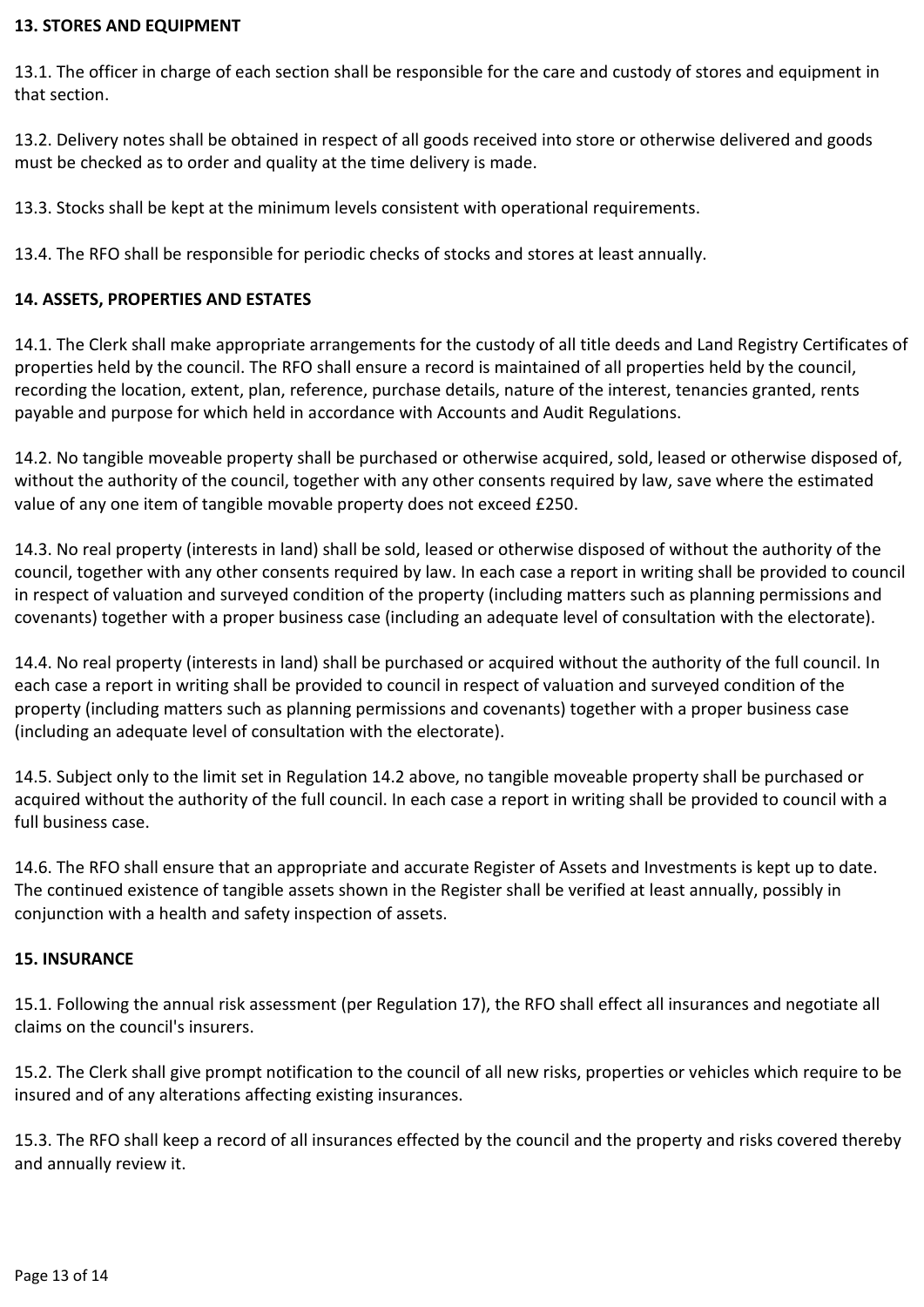**13. STORES AND EQUIPMENT**

13.1. The officer in charge of each section shall be responsible for the care and custody of stores and equipment in that section.

13.2. Delivery notes shall be obtained in respect of all goods received into store or otherwise delivered and goods must be checked as to order and quality at the time delivery is made.

13.3. Stocks shall be kept at the minimum levels consistent with operational requirements.

13.4. The RFO shall be responsible for periodic checks of stocks and stores at least annually.

**14. ASSETS, PROPERTIES AND ESTATES**

14.1. The Clerk shall make appropriate arrangements for the custody of all title deeds and Land Registry Certificates of properties held by the council. The RFO shall ensure a record is maintained of all properties held by the council, recording the location, extent, plan, reference, purchase details, nature of the interest, tenancies granted, rents payable and purpose for which held in accordance with Accounts and Audit Regulations.

14.2. No tangible moveable property shall be purchased or otherwise acquired, sold, leased or otherwise disposed of, without the authority of the council, together with any other consents required by law, save where the estimated value of any one item of tangible movable property does not exceed £250.

14.3. No real property (interests in land) shall be sold, leased or otherwise disposed of without the authority of the council, together with any other consents required by law. In each case a report in writing shall be provided to council in respect of valuation and surveyed condition of the property (including matters such as planning permissions and covenants) together with a proper business case (including an adequate level of consultation with the electorate).

14.4. No real property (interests in land) shall be purchased or acquired without the authority of the full council. In each case a report in writing shall be provided to council in respect of valuation and surveyed condition of the property (including matters such as planning permissions and covenants) together with a proper business case (including an adequate level of consultation with the electorate).

14.5. Subject only to the limit set in Regulation 14.2 above, no tangible moveable property shall be purchased or acquired without the authority of the full council. In each case a report in writing shall be provided to council with a full business case.

14.6. The RFO shall ensure that an appropriate and accurate Register of Assets and Investments is kept up to date. The continued existence of tangible assets shown in the Register shall be verified at least annually, possibly in conjunction with a health and safety inspection of assets.

**15. INSURANCE**

15.1. Following the annual risk assessment (per Regulation 17), the RFO shall effect all insurances and negotiate all claims on the council's insurers.

15.2. The Clerk shall give prompt notification to the council of all new risks, properties or vehicles which require to be insured and of any alterations affecting existing insurances.

15.3. The RFO shall keep a record of all insurances effected by the council and the property and risks covered thereby and annually review it.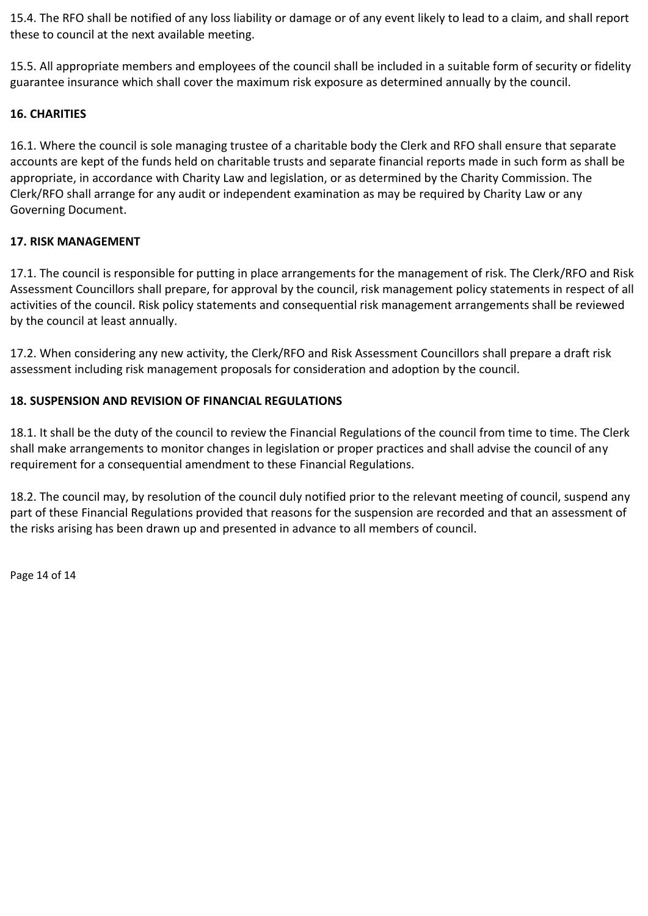15.4. The RFO shall be notified of any loss liability or damage or of any event likely to lead to a claim, and shall report these to council at the next available meeting.

15.5. All appropriate members and employees of the council shall be included in a suitable form of security or fidelity guarantee insurance which shall cover the maximum risk exposure as determined annually by the council.

**16. CHARITIES**

16.1. Where the council is sole managing trustee of a charitable body the Clerk and RFO shall ensure that separate accounts are kept of the funds held on charitable trusts and separate financial reports made in such form as shall be appropriate, in accordance with Charity Law and legislation, or as determined by the Charity Commission. The Clerk/RFO shall arrange for any audit or independent examination as may be required by Charity Law or any Governing Document.

**17. RISK MANAGEMENT**

17.1. The council is responsible for putting in place arrangements for the management of risk. The Clerk/RFO and Risk Assessment Councillors shall prepare, for approval by the council, risk management policy statements in respect of all activities of the council. Risk policy statements and consequential risk management arrangements shall be reviewed by the council at least annually.

17.2. When considering any new activity, the Clerk/RFO and Risk Assessment Councillors shall prepare a draft risk assessment including risk management proposals for consideration and adoption by the council.

**18. SUSPENSION AND REVISION OF FINANCIAL REGULATIONS**

18.1. It shall be the duty of the council to review the Financial Regulations of the council from time to time. The Clerk shall make arrangements to monitor changes in legislation or proper practices and shall advise the council of any requirement for a consequential amendment to these Financial Regulations.

18.2. The council may, by resolution of the council duly notified prior to the relevant meeting of council, suspend any part of these Financial Regulations provided that reasons for the suspension are recorded and that an assessment of the risks arising has been drawn up and presented in advance to all members of council.